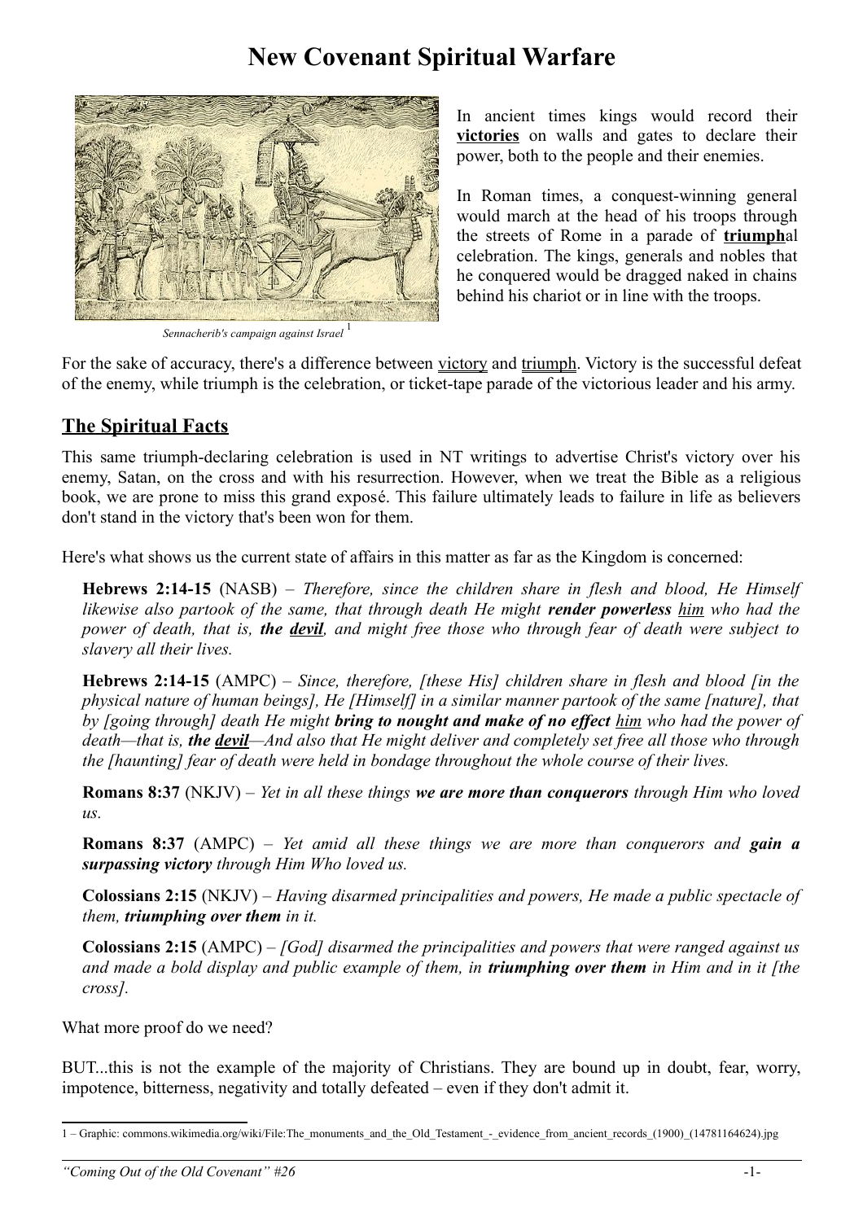# New Covenant Spiritual Warfare

*Sennacherib's campaign against Israel* [1]

In ancient times kings would record their **victories** on walls and gates to declare their power, both to the people and their enemies.

In Roman times, a conquest-winning general would march at the head of his troops through the streets of Rome in a parade of **triumph**al celebration. The kings, generals and nobles that he conquered would be dragged naked in chains behind his chariot or in line with the troops.

For the sake of accuracy, there's a difference between victory and triumph. Victory is the successful defeat of the enemy, while triumph is the celebration, or ticket-tape parade of the victorious leader and his army.

## The Spiritual Facts

This same triumph-declaring celebration is used in NT writings to advertise Christ's victory over his enemy, Satan, on the cross and with his resurrection. However, when we treat the Bible as a religious book, we are prone to miss this grand exposé. This failure ultimately leads to failure in life as believers don't stand in the victory that's been won for them.

Here's what shows us the current state of affairs in this matter as far as the Kingdom is concerned:

> **Hebrews 2:14-15** (NASB) – *Therefore, since the children share in flesh and blood, He Himself likewise also partook of the same, that through death He might **render powerless** him who had the power of death, that is, **the devil**, and might free those who through fear of death were subject to slavery all their lives.*
>
> **Hebrews 2:14-15** (AMPC) – *Since, therefore, [these His] children share in flesh and blood [in the physical nature of human beings], He [Himself] in a similar manner partook of the same [nature], that by [going through] death He might **bring to nought and make of no effect** him who had the power of death—that is, **the devil**—And also that He might deliver and completely set free all those who through the [haunting] fear of death were held in bondage throughout the whole course of their lives.*
>
> **Romans 8:37** (NKJV) – *Yet in all these things **we are more than conquerors** through Him who loved us.*
>
> **Romans 8:37** (AMPC) – *Yet amid all these things we are more than conquerors and **gain a surpassing victory** through Him Who loved us.*
>
> **Colossians 2:15** (NKJV) – *Having disarmed principalities and powers, He made a public spectacle of them, **triumphing over them** in it.*
>
> **Colossians 2:15** (AMPC) – *[God] disarmed the principalities and powers that were ranged against us and made a bold display and public example of them, in **triumphing over them** in Him and in it [the cross].*

What more proof do we need?

BUT...this is not the example of the majority of Christians. They are bound up in doubt, fear, worry, impotence, bitterness, negativity and totally defeated – even if they don't admit it.

---

1 – Graphic: commons.wikimedia.org/wiki/File:The_monuments_and_the_Old_Testament_-_evidence_from_ancient_records_(1900)_(14781164624).jpg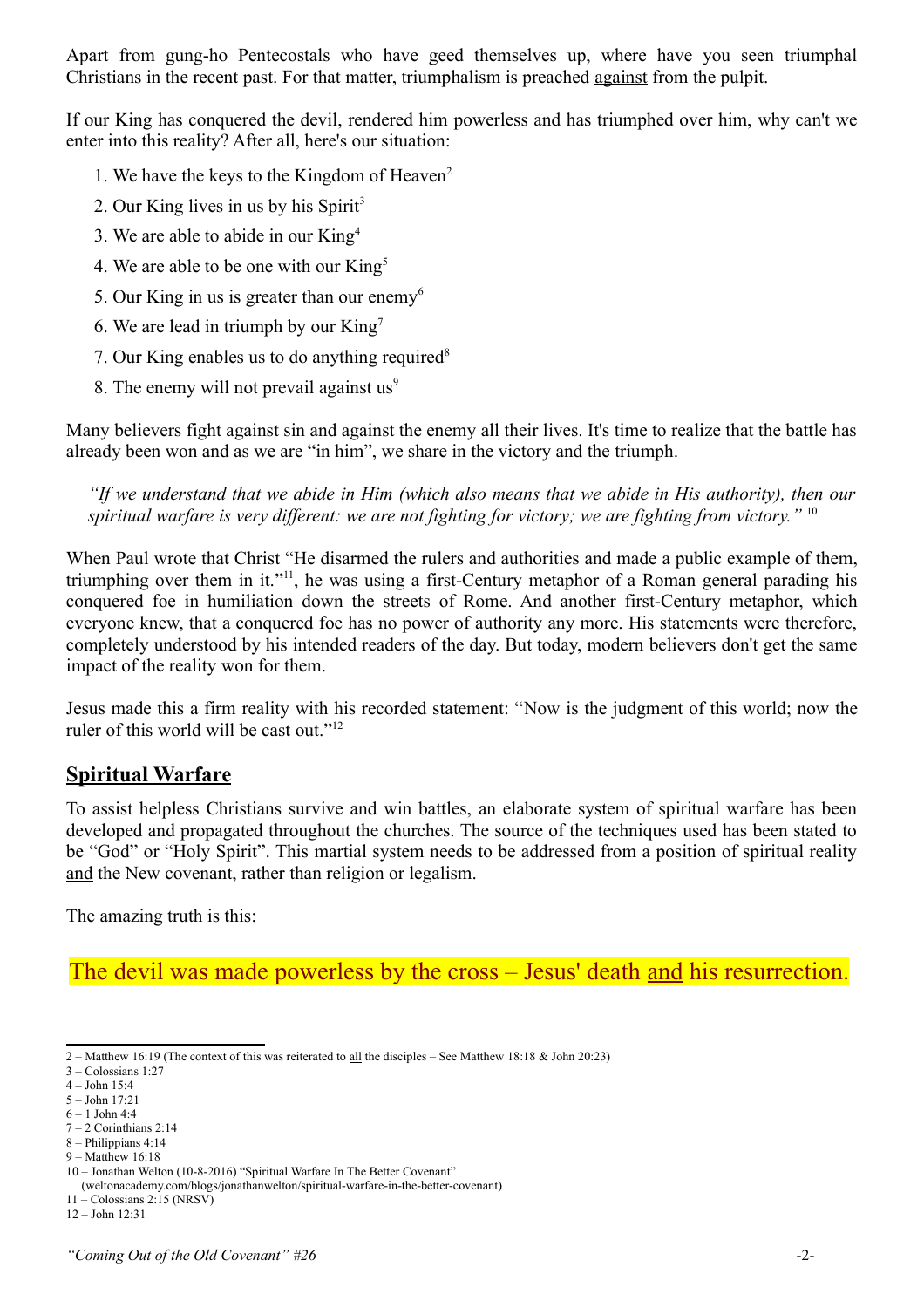Apart from gung-ho Pentecostals who have geed themselves up, where have you seen triumphal Christians in the recent past. For that matter, triumphalism is preached <u>against</u> from the pulpit.

If our King has conquered the devil, rendered him powerless and has triumphed over him, why can't we enter into this reality? After all, here's our situation:

1. We have the keys to the Kingdom of Heaven[2]
2. Our King lives in us by his Spirit[3]
3. We are able to abide in our King[4]
4. We are able to be one with our King[5]
5. Our King in us is greater than our enemy[6]
6. We are lead in triumph by our King[7]
7. Our King enables us to do anything required[8]
8. The enemy will not prevail against us[9]

Many believers fight against sin and against the enemy all their lives. It's time to realize that the battle has already been won and as we are "in him", we share in the victory and the triumph.

> *"If we understand that we abide in Him (which also means that we abide in His authority), then our spiritual warfare is very different: we are not fighting for victory; we are fighting from victory."* [10]

When Paul wrote that Christ "He disarmed the rulers and authorities and made a public example of them, triumphing over them in it."[11], he was using a first-Century metaphor of a Roman general parading his conquered foe in humiliation down the streets of Rome. And another first-Century metaphor, which everyone knew, that a conquered foe has no power of authority any more. His statements were therefore, completely understood by his intended readers of the day. But today, modern believers don't get the same impact of the reality won for them.

Jesus made this a firm reality with his recorded statement: "Now is the judgment of this world; now the ruler of this world will be cast out."[12]

## Spiritual Warfare

To assist helpless Christians survive and win battles, an elaborate system of spiritual warfare has been developed and propagated throughout the churches. The source of the techniques used has been stated to be "God" or "Holy Spirit". This martial system needs to be addressed from a position of spiritual reality <u>and</u> the New covenant, rather than religion or legalism.

The amazing truth is this:

**The devil was made powerless by the cross – Jesus' death <u>and</u> his resurrection.**

---

2 – Matthew 16:19 (The context of this was reiterated to <u>all</u> the disciples – See Matthew 18:18 & John 20:23)
3 – Colossians 1:27
4 – John 15:4
5 – John 17:21
6 – 1 John 4:4
7 – 2 Corinthians 2:14
8 – Philippians 4:14
9 – Matthew 16:18
10 – Jonathan Welton (10-8-2016) "Spiritual Warfare In The Better Covenant" (weltonacademy.com/blogs/jonathanwelton/spiritual-warfare-in-the-better-covenant)
11 – Colossians 2:15 (NRSV)
12 – John 12:31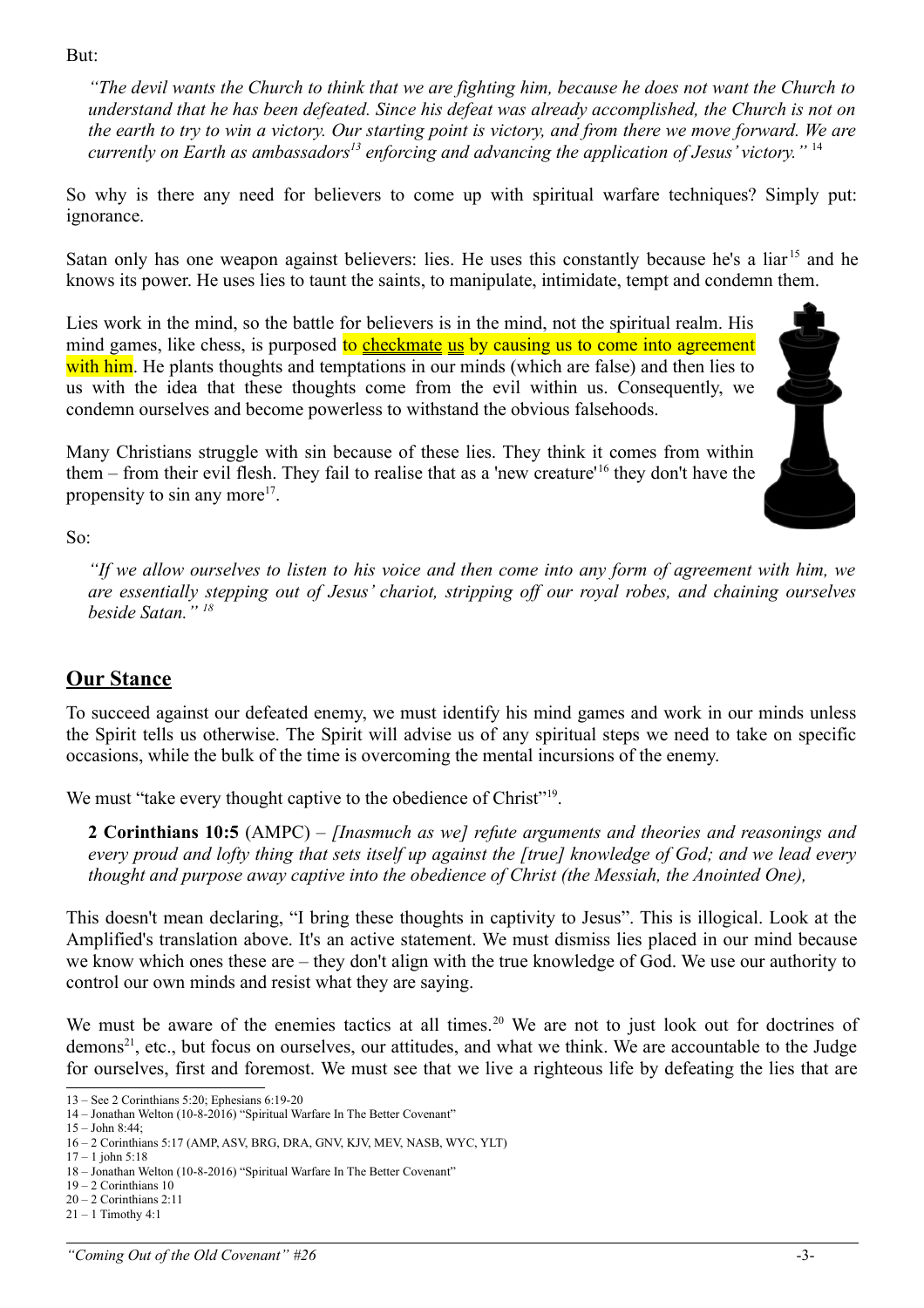But:

*"The devil wants the Church to think that we are fighting him, because he does not want the Church to understand that he has been defeated. Since his defeat was already accomplished, the Church is not on the earth to try to win a victory. Our starting point is victory, and from there we move forward. We are currently on Earth as ambassadors[13] enforcing and advancing the application of Jesus' victory."* [14]

So why is there any need for believers to come up with spiritual warfare techniques? Simply put: ignorance.

Satan only has one weapon against believers: lies. He uses this constantly because he's a liar[15] and he knows its power. He uses lies to taunt the saints, to manipulate, intimidate, tempt and condemn them.

Lies work in the mind, so the battle for believers is in the mind, not the spiritual realm. His mind games, like chess, is purposed to checkmate us by causing us to come into agreement with him. He plants thoughts and temptations in our minds (which are false) and then lies to us with the idea that these thoughts come from the evil within us. Consequently, we condemn ourselves and become powerless to withstand the obvious falsehoods.

Many Christians struggle with sin because of these lies. They think it comes from within them – from their evil flesh. They fail to realise that as a 'new creature'[16] they don't have the propensity to sin any more[17].

So:

*"If we allow ourselves to listen to his voice and then come into any form of agreement with him, we are essentially stepping out of Jesus' chariot, stripping off our royal robes, and chaining ourselves beside Satan."* [18]

## Our Stance

To succeed against our defeated enemy, we must identify his mind games and work in our minds unless the Spirit tells us otherwise. The Spirit will advise us of any spiritual steps we need to take on specific occasions, while the bulk of the time is overcoming the mental incursions of the enemy.

We must "take every thought captive to the obedience of Christ"[19].

**2 Corinthians 10:5** (AMPC) – *[Inasmuch as we] refute arguments and theories and reasonings and every proud and lofty thing that sets itself up against the [true] knowledge of God; and we lead every thought and purpose away captive into the obedience of Christ (the Messiah, the Anointed One),*

This doesn't mean declaring, "I bring these thoughts in captivity to Jesus". This is illogical. Look at the Amplified's translation above. It's an active statement. We must dismiss lies placed in our mind because we know which ones these are – they don't align with the true knowledge of God. We use our authority to control our own minds and resist what they are saying.

We must be aware of the enemies tactics at all times.[20] We are not to just look out for doctrines of demons[21], etc., but focus on ourselves, our attitudes, and what we think. We are accountable to the Judge for ourselves, first and foremost. We must see that we live a righteous life by defeating the lies that are

---

13 – See 2 Corinthians 5:20; Ephesians 6:19-20
14 – Jonathan Welton (10-8-2016) "Spiritual Warfare In The Better Covenant"
15 – John 8:44;
16 – 2 Corinthians 5:17 (AMP, ASV, BRG, DRA, GNV, KJV, MEV, NASB, WYC, YLT)
17 – 1 john 5:18
18 – Jonathan Welton (10-8-2016) "Spiritual Warfare In The Better Covenant"
19 – 2 Corinthians 10
20 – 2 Corinthians 2:11
21 – 1 Timothy 4:1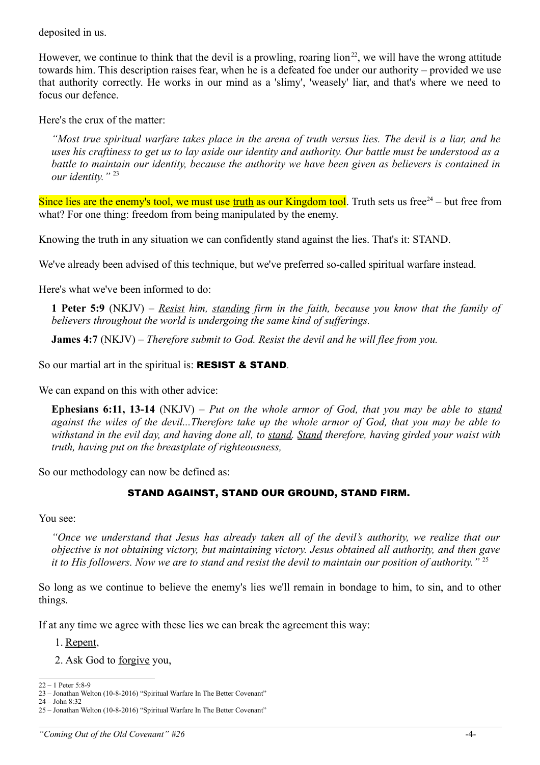deposited in us.

However, we continue to think that the devil is a prowling, roaring lion[22], we will have the wrong attitude towards him. This description raises fear, when he is a defeated foe under our authority – provided we use that authority correctly. He works in our mind as a 'slimy', 'weasely' liar, and that's where we need to focus our defence.

Here's the crux of the matter:

> *"Most true spiritual warfare takes place in the arena of truth versus lies. The devil is a liar, and he uses his craftiness to get us to lay aside our identity and authority. Our battle must be understood as a battle to maintain our identity, because the authority we have been given as believers is contained in our identity."* [23]

Since lies are the enemy's tool, we must use <u>truth</u> as our Kingdom tool. Truth sets us free[24] – but free from what? For one thing: freedom from being manipulated by the enemy.

Knowing the truth in any situation we can confidently stand against the lies. That's it: STAND.

We've already been advised of this technique, but we've preferred so-called spiritual warfare instead.

Here's what we've been informed to do:

> **1 Peter 5:9** (NKJV) – *<u>Resist</u> him, <u>standing</u> firm in the faith, because you know that the family of believers throughout the world is undergoing the same kind of sufferings.*
>
> **James 4:7** (NKJV) – *Therefore submit to God. <u>Resist</u> the devil and he will flee from you.*

So our martial art in the spiritual is: **RESIST & STAND**.

We can expand on this with other advice:

> **Ephesians 6:11, 13-14** (NKJV) – *Put on the whole armor of God, that you may be able to <u>stand</u> against the wiles of the devil...Therefore take up the whole armor of God, that you may be able to withstand in the evil day, and having done all, to <u>stand</u>. <u>Stand</u> therefore, having girded your waist with truth, having put on the breastplate of righteousness,*

So our methodology can now be defined as:

**STAND AGAINST, STAND OUR GROUND, STAND FIRM.**

You see:

> *"Once we understand that Jesus has already taken all of the devil's authority, we realize that our objective is not obtaining victory, but maintaining victory. Jesus obtained all authority, and then gave it to His followers. Now we are to stand and resist the devil to maintain our position of authority."* [25]

So long as we continue to believe the enemy's lies we'll remain in bondage to him, to sin, and to other things.

If at any time we agree with these lies we can break the agreement this way:

1. <u>Repent</u>,
2. Ask God to <u>forgive</u> you,

---

22 – 1 Peter 5:8-9
23 – Jonathan Welton (10-8-2016) "Spiritual Warfare In The Better Covenant"
24 – John 8:32
25 – Jonathan Welton (10-8-2016) "Spiritual Warfare In The Better Covenant"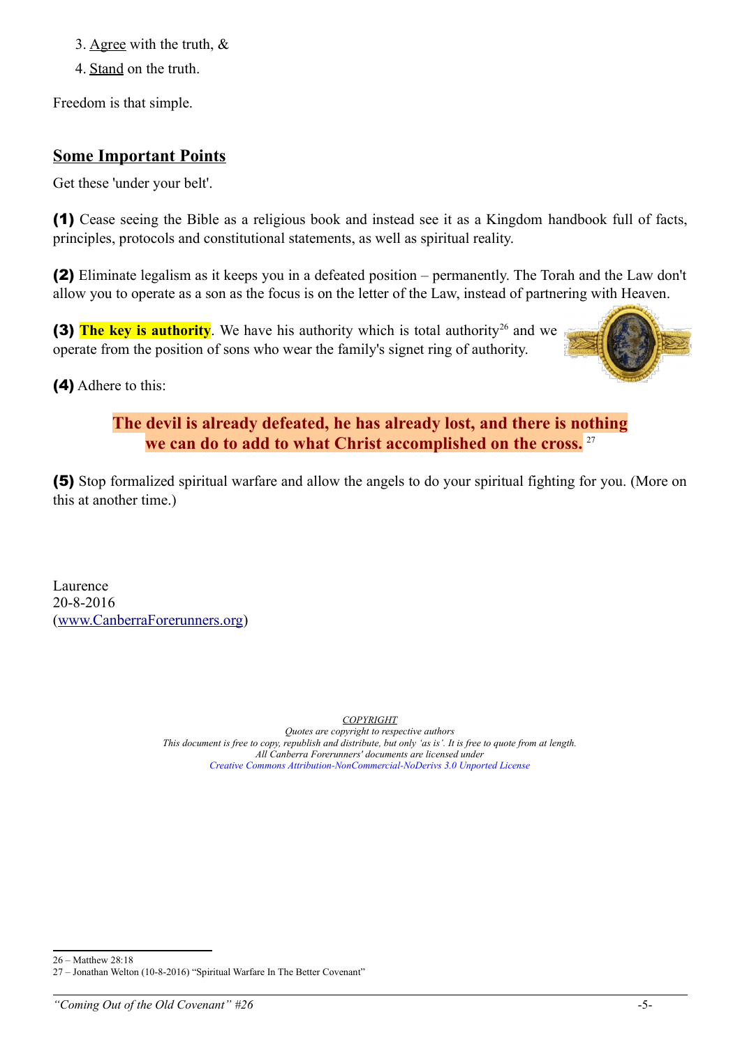3. Agree with the truth, &
4. Stand on the truth.

Freedom is that simple.

## Some Important Points

Get these 'under your belt'.

**(1)** Cease seeing the Bible as a religious book and instead see it as a Kingdom handbook full of facts, principles, protocols and constitutional statements, as well as spiritual reality.

**(2)** Eliminate legalism as it keeps you in a defeated position – permanently. The Torah and the Law don't allow you to operate as a son as the focus is on the letter of the Law, instead of partnering with Heaven.

**(3)** **The key is authority**. We have his authority which is total authority[26] and we operate from the position of sons who wear the family's signet ring of authority.

**(4)** Adhere to this:

**The devil is already defeated, he has already lost, and there is nothing we can do to add to what Christ accomplished on the cross.** [27]

**(5)** Stop formalized spiritual warfare and allow the angels to do your spiritual fighting for you. (More on this at another time.)

Laurence
20-8-2016
(www.CanberraForerunners.org)

*COPYRIGHT*
*Quotes are copyright to respective authors*
*This document is free to copy, republish and distribute, but only 'as is'. It is free to quote from at length.*
*All Canberra Forerunners' documents are licensed under*
*Creative Commons Attribution-NonCommercial-NoDerivs 3.0 Unported License*

26 – Matthew 28:18
27 – Jonathan Welton (10-8-2016) "Spiritual Warfare In The Better Covenant"